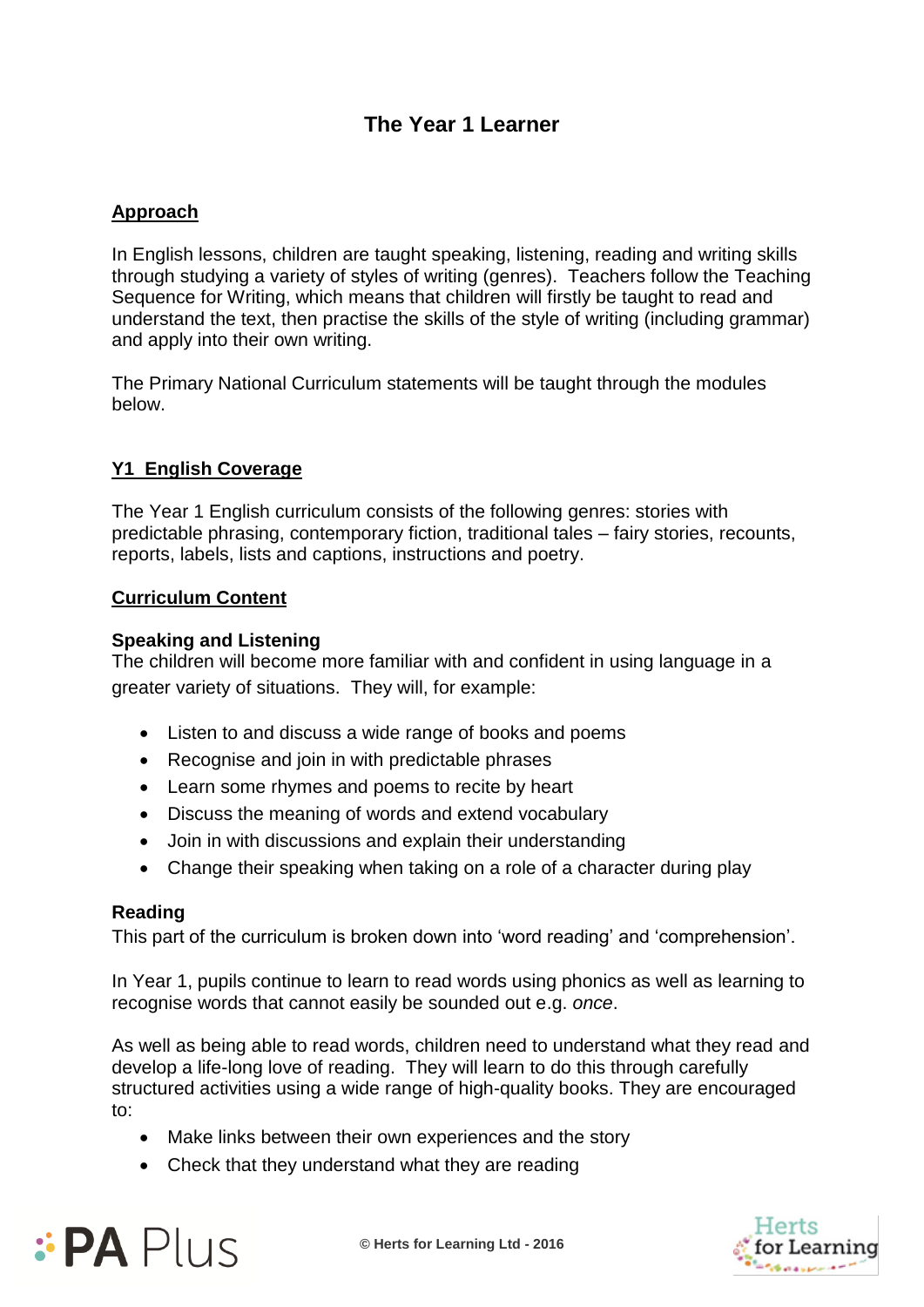# The Year 1 Learner

## Approach

In English lessons, children are taught speaking, listening, reading and writing skills through studying a variety of styles of writing (genres). Teachers follow the Teaching Sequence for Writing, which means that children will firstly be taught to read and understand the text, then practise the skills of the style of writing (including grammar) and apply into their own writing.

The Primary National Curriculum statements will be taught through the modules below.

## Y1 English Coverage

The Year 1 English curriculum consists of the following genres: stories with predictable phrasing, contemporary fiction, traditional tales – fairy stories, recounts, reports, labels, lists and captions, instructions and poetry.

## Curriculum Content

### Speaking and Listening

The children will become more familiar with and confident in using language in a greater variety of situations. They will, for example:

- Listen to and discuss a wide range of books and poems
- Recognise and join in with predictable phrases
- Learn some rhymes and poems to recite by heart
- Discuss the meaning of words and extend vocabulary
- Join in with discussions and explain their understanding
- Change their speaking when taking on a role of a character during play

### Reading

This part of the curriculum is broken down into 'word reading' and 'comprehension'.

In Year 1, pupils continue to learn to read words using phonics as well as learning to recognise words that cannot easily be sounded out e.g. *once*.

As well as being able to read words, children need to understand what they read and develop a life-long love of reading. They will learn to do this through carefully structured activities using a wide range of high-quality books. They are encouraged to:

- Make links between their own experiences and the story
- Check that they understand what they are reading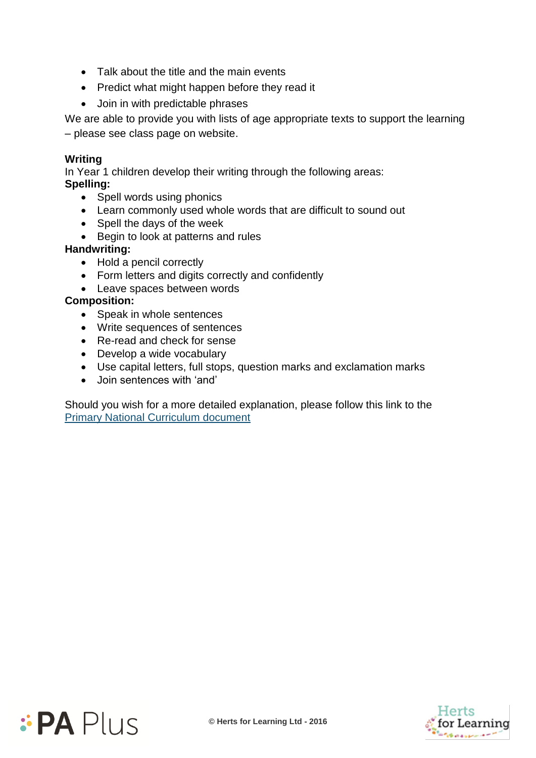- Talk about the title and the main events
- Predict what might happen before they read it
- Join in with predictable phrases

We are able to provide you with lists of age appropriate texts to support the learning – please see class page on website.

**Writing**

In Year 1 children develop their writing through the following areas:

**Spelling:**

- Spell words using phonics
- Learn commonly used whole words that are difficult to sound out
- Spell the days of the week
- Begin to look at patterns and rules

**Handwriting:**

- Hold a pencil correctly
- Form letters and digits correctly and confidently
- Leave spaces between words

**Composition:**

- Speak in whole sentences
- Write sequences of sentences
- Re-read and check for sense
- Develop a wide vocabulary
- Use capital letters, full stops, question marks and exclamation marks
- Join sentences with 'and'

Should you wish for a more detailed explanation, please follow this link to the [Primary National Curriculum document]()